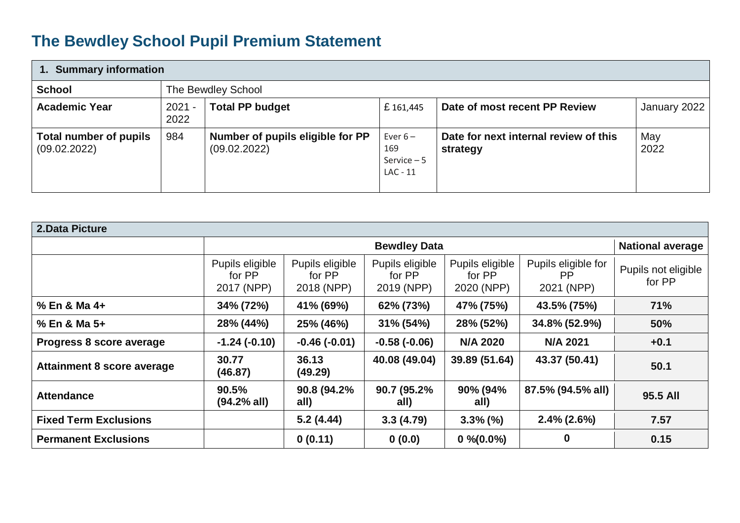# The Bewdley School Pupil Premium Statement

| **1. Summary information** | | | | | |
|---|---|---|---|---|---|
| **School** | The Bewdley School | | | | |
| **Academic Year** | 2021 - 2022 | **Total PP budget** | £ 161,445 | **Date of most recent PP Review** | January 2022 |
| **Total number of pupils** (09.02.2022) | 984 | **Number of pupils eligible for PP** (09.02.2022) | Ever 6 – 169<br>Service – 5<br>LAC - 11 | **Date for next internal review of this strategy** | May 2022 |

| **2.Data Picture** | | | | | | |
|---|---|---|---|---|---|---|
| | **Bewdley Data** | | | | | **National average** |
| | Pupils eligible for PP 2017 (NPP) | Pupils eligible for PP 2018 (NPP) | Pupils eligible for PP 2019 (NPP) | Pupils eligible for PP 2020 (NPP) | Pupils eligible for PP 2021 (NPP) | Pupils not eligible for PP |
| **% En & Ma 4+** | **34% (72%)** | **41% (69%)** | **62% (73%)** | **47% (75%)** | **43.5% (75%)** | **71%** |
| **% En & Ma 5+** | **28% (44%)** | **25% (46%)** | **31% (54%)** | **28% (52%)** | **34.8% (52.9%)** | **50%** |
| **Progress 8 score average** | **-1.24 (-0.10)** | **-0.46 (-0.01)** | **-0.58 (-0.06)** | **N/A 2020** | **N/A 2021** | **+0.1** |
| **Attainment 8 score average** | **30.77 (46.87)** | **36.13 (49.29)** | **40.08 (49.04)** | **39.89 (51.64)** | **43.37 (50.41)** | **50.1** |
| **Attendance** | **90.5% (94.2% all)** | **90.8 (94.2% all)** | **90.7 (95.2% all)** | **90% (94% all)** | **87.5% (94.5% all)** | **95.5 All** |
| **Fixed Term Exclusions** | | **5.2 (4.44)** | **3.3 (4.79)** | **3.3% (%)** | **2.4% (2.6%)** | **7.57** |
| **Permanent Exclusions** | | **0 (0.11)** | **0 (0.0)** | **0 %(0.0%)** | **0** | **0.15** |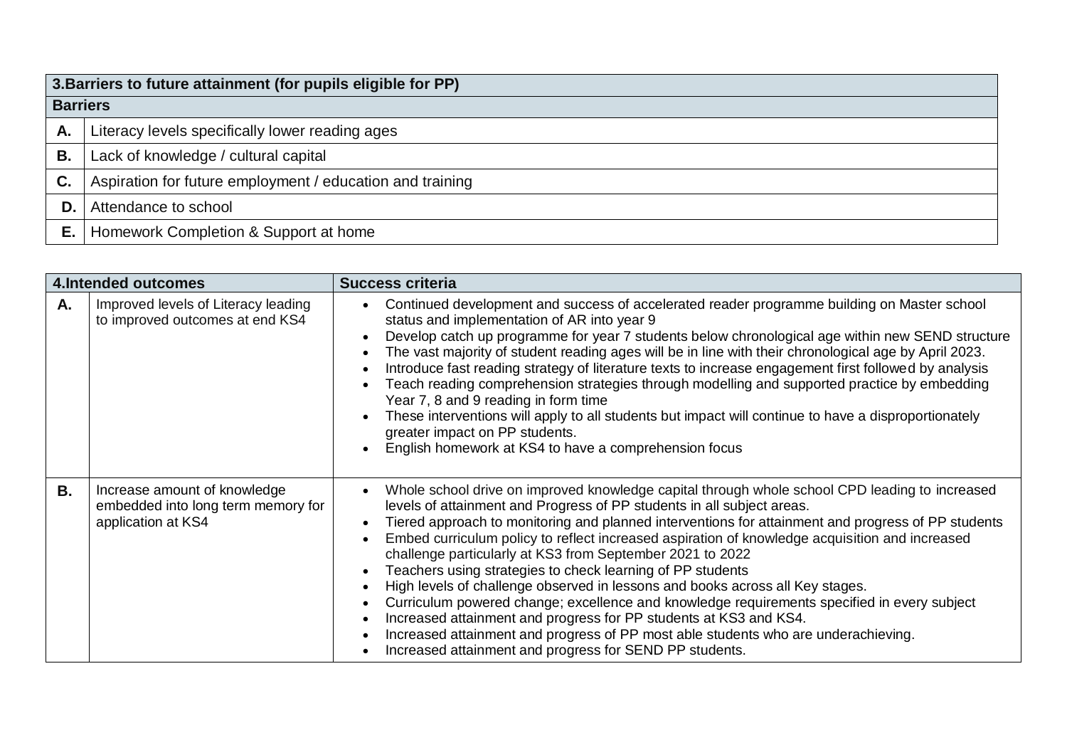| 3.Barriers to future attainment (for pupils eligible for PP) | |
|---|---|
| **Barriers** | |
| **A.** | Literacy levels specifically lower reading ages |
| **B.** | Lack of knowledge / cultural capital |
| **C.** | Aspiration for future employment / education and training |
| **D.** | Attendance to school |
| **E.** | Homework Completion & Support at home |

| 4.Intended outcomes | | Success criteria |
|---|---|---|
| **A.** | Improved levels of Literacy leading to improved outcomes at end KS4 | • Continued development and success of accelerated reader programme building on Master school status and implementation of AR into year 9<br>• Develop catch up programme for year 7 students below chronological age within new SEND structure<br>• The vast majority of student reading ages will be in line with their chronological age by April 2023.<br>• Introduce fast reading strategy of literature texts to increase engagement first followed by analysis<br>• Teach reading comprehension strategies through modelling and supported practice by embedding Year 7, 8 and 9 reading in form time<br>• These interventions will apply to all students but impact will continue to have a disproportionately greater impact on PP students.<br>• English homework at KS4 to have a comprehension focus |
| **B.** | Increase amount of knowledge embedded into long term memory for application at KS4 | • Whole school drive on improved knowledge capital through whole school CPD leading to increased levels of attainment and Progress of PP students in all subject areas.<br>• Tiered approach to monitoring and planned interventions for attainment and progress of PP students<br>• Embed curriculum policy to reflect increased aspiration of knowledge acquisition and increased challenge particularly at KS3 from September 2021 to 2022<br>• Teachers using strategies to check learning of PP students<br>• High levels of challenge observed in lessons and books across all Key stages.<br>• Curriculum powered change; excellence and knowledge requirements specified in every subject<br>• Increased attainment and progress for PP students at KS3 and KS4.<br>• Increased attainment and progress of PP most able students who are underachieving.<br>• Increased attainment and progress for SEND PP students. |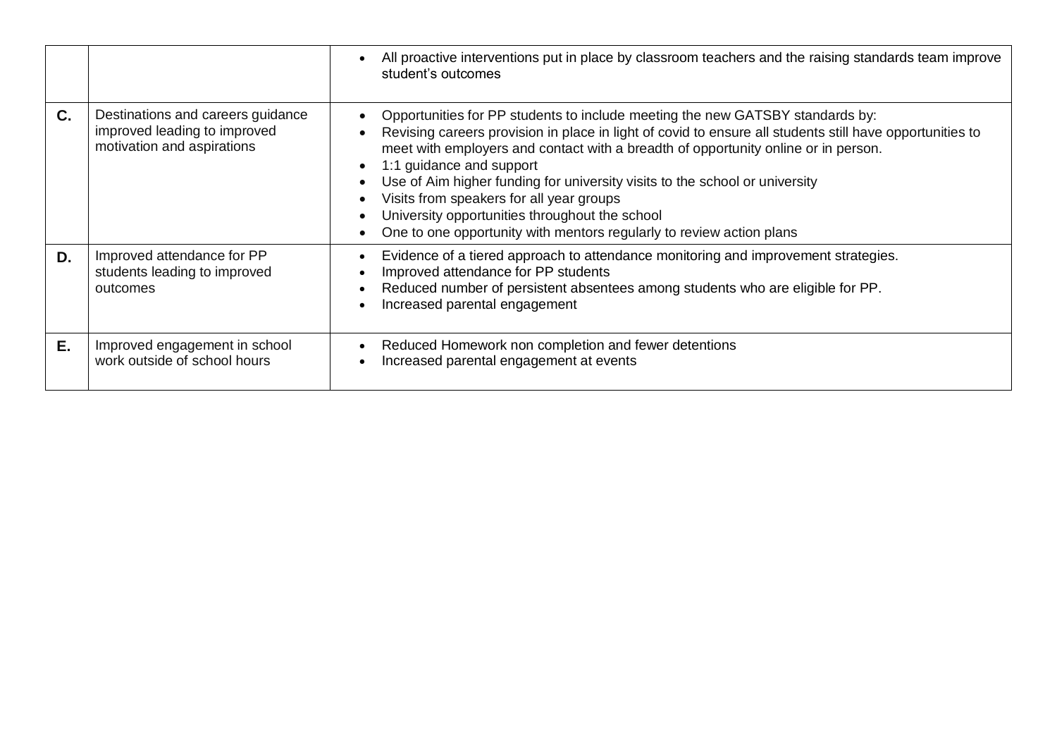| | | |
|---|---|---|
| | | • All proactive interventions put in place by classroom teachers and the raising standards team improve student's outcomes |
| **C.** | Destinations and careers guidance improved leading to improved motivation and aspirations | • Opportunities for PP students to include meeting the new GATSBY standards by:<br>• Revising careers provision in place in light of covid to ensure all students still have opportunities to meet with employers and contact with a breadth of opportunity online or in person.<br>• 1:1 guidance and support<br>• Use of Aim higher funding for university visits to the school or university<br>• Visits from speakers for all year groups<br>• University opportunities throughout the school<br>• One to one opportunity with mentors regularly to review action plans |
| **D.** | Improved attendance for PP students leading to improved outcomes | • Evidence of a tiered approach to attendance monitoring and improvement strategies.<br>• Improved attendance for PP students<br>• Reduced number of persistent absentees among students who are eligible for PP.<br>• Increased parental engagement |
| **E.** | Improved engagement in school work outside of school hours | • Reduced Homework non completion and fewer detentions<br>• Increased parental engagement at events |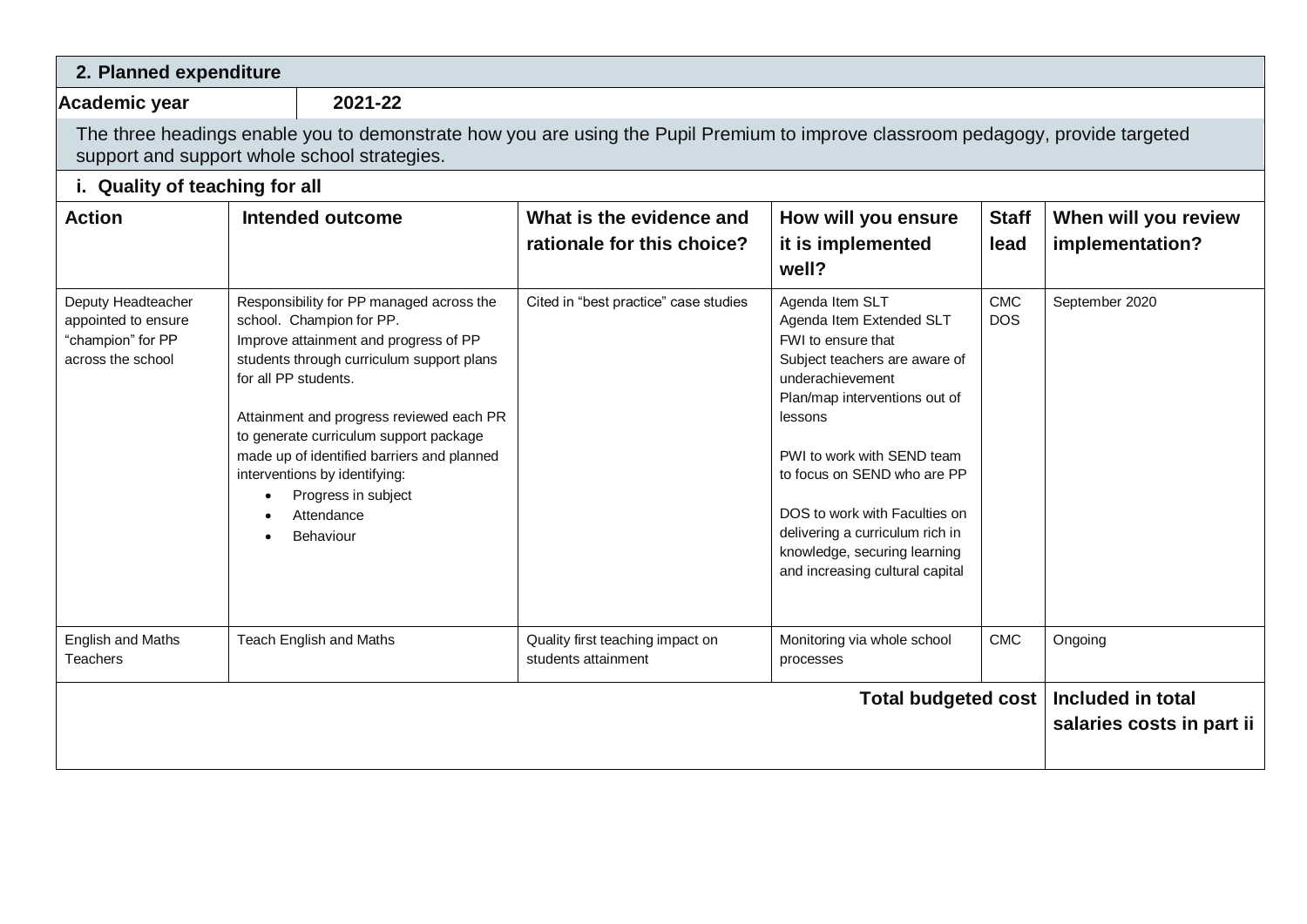## 2. Planned expenditure

| Academic year | 2021-22 |
|---|---|

The three headings enable you to demonstrate how you are using the Pupil Premium to improve classroom pedagogy, provide targeted support and support whole school strategies.

### i. Quality of teaching for all

| Action | Intended outcome | What is the evidence and rationale for this choice? | How will you ensure it is implemented well? | Staff lead | When will you review implementation? |
|---|---|---|---|---|---|
| Deputy Headteacher appointed to ensure "champion" for PP across the school | Responsibility for PP managed across the school. Champion for PP.<br>Improve attainment and progress of PP students through curriculum support plans for all PP students.<br><br>Attainment and progress reviewed each PR to generate curriculum support package made up of identified barriers and planned interventions by identifying:<br>• Progress in subject<br>• Attendance<br>• Behaviour | Cited in "best practice" case studies | Agenda Item SLT<br>Agenda Item Extended SLT<br>FWI to ensure that<br>Subject teachers are aware of underachievement<br>Plan/map interventions out of lessons<br><br>PWI to work with SEND team to focus on SEND who are PP<br><br>DOS to work with Faculties on delivering a curriculum rich in knowledge, securing learning and increasing cultural capital | CMC<br>DOS | September 2020 |
| English and Maths Teachers | Teach English and Maths | Quality first teaching impact on students attainment | Monitoring via whole school processes | CMC | Ongoing |
| | | | | **Total budgeted cost** | **Included in total salaries costs in part ii** |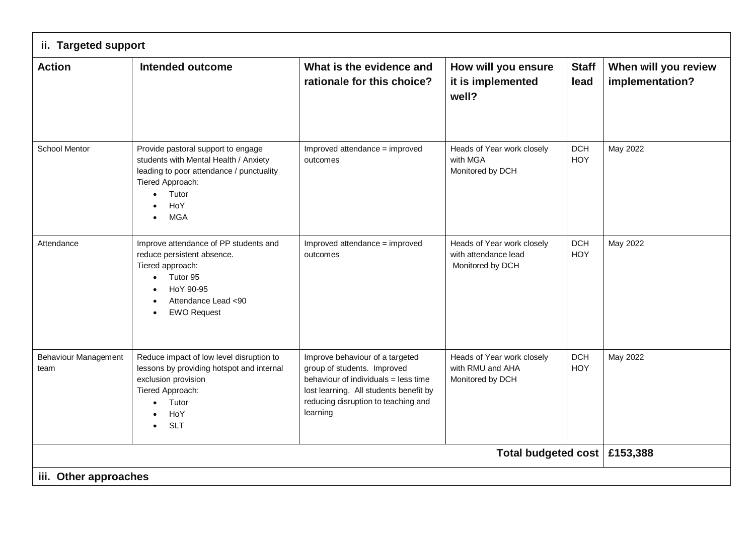| ii. Targeted support | | | | | |
|---|---|---|---|---|---|
| **Action** | **Intended outcome** | **What is the evidence and rationale for this choice?** | **How will you ensure it is implemented well?** | **Staff lead** | **When will you review implementation?** |
| School Mentor | Provide pastoral support to engage students with Mental Health / Anxiety leading to poor attendance / punctuality<br>Tiered Approach:<br>• Tutor<br>• HoY<br>• MGA | Improved attendance = improved outcomes | Heads of Year work closely with MGA<br>Monitored by DCH | DCH<br>HOY | May 2022 |
| Attendance | Improve attendance of PP students and reduce persistent absence.<br>Tiered approach:<br>• Tutor 95<br>• HoY 90-95<br>• Attendance Lead <90<br>• EWO Request | Improved attendance = improved outcomes | Heads of Year work closely with attendance lead<br>Monitored by DCH | DCH<br>HOY | May 2022 |
| Behaviour Management team | Reduce impact of low level disruption to lessons by providing hotspot and internal exclusion provision<br>Tiered Approach:<br>• Tutor<br>• HoY<br>• SLT | Improve behaviour of a targeted group of students. Improved behaviour of individuals = less time lost learning. All students benefit by reducing disruption to teaching and learning | Heads of Year work closely with RMU and AHA<br>Monitored by DCH | DCH<br>HOY | May 2022 |
| | | | | **Total budgeted cost** | **£153,388** |

**iii. Other approaches**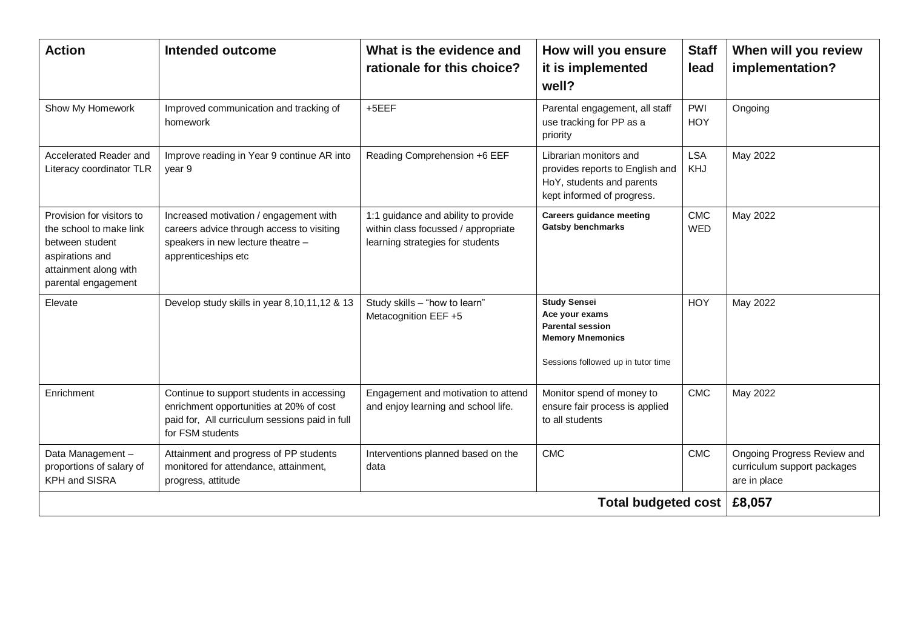| Action | Intended outcome | What is the evidence and rationale for this choice? | How will you ensure it is implemented well? | Staff lead | When will you review implementation? |
|---|---|---|---|---|---|
| Show My Homework | Improved communication and tracking of homework | +5EEF | Parental engagement, all staff use tracking for PP as a priority | PWI HOY | Ongoing |
| Accelerated Reader and Literacy coordinator TLR | Improve reading in Year 9 continue AR into year 9 | Reading Comprehension +6 EEF | Librarian monitors and provides reports to English and HoY, students and parents kept informed of progress. | LSA KHJ | May 2022 |
| Provision for visitors to the school to make link between student aspirations and attainment along with parental engagement | Increased motivation / engagement with careers advice through access to visiting speakers in new lecture theatre – apprenticeships etc | 1:1 guidance and ability to provide within class focussed / appropriate learning strategies for students | **Careers guidance meeting** **Gatsby benchmarks** | CMC WED | May 2022 |
| Elevate | Develop study skills in year 8,10,11,12 & 13 | Study skills – "how to learn" Metacognition EEF +5 | **Study Sensei** **Ace your exams** **Parental session** **Memory Mnemonics** Sessions followed up in tutor time | HOY | May 2022 |
| Enrichment | Continue to support students in accessing enrichment opportunities at 20% of cost paid for, All curriculum sessions paid in full for FSM students | Engagement and motivation to attend and enjoy learning and school life. | Monitor spend of money to ensure fair process is applied to all students | CMC | May 2022 |
| Data Management – proportions of salary of KPH and SISRA | Attainment and progress of PP students monitored for attendance, attainment, progress, attitude | Interventions planned based on the data | CMC | CMC | Ongoing Progress Review and curriculum support packages are in place |
| | | | | **Total budgeted cost** | **£8,057** |